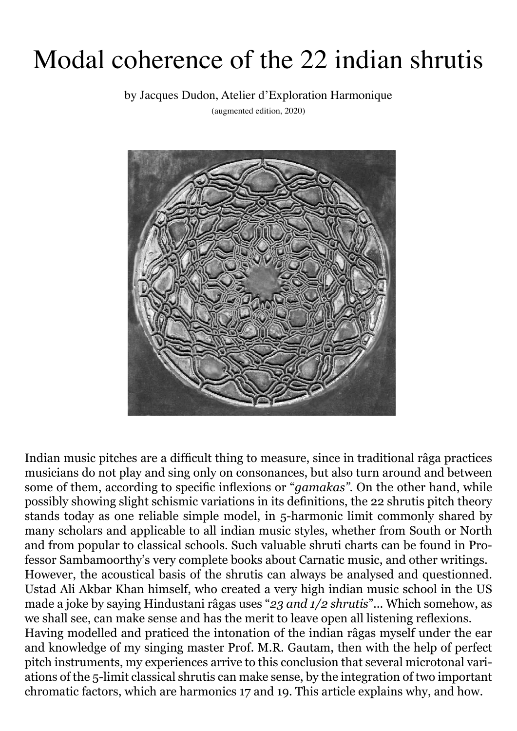# Modal coherence of the 22 indian shrutis

by Jacques Dudon, Atelier d'Exploration Harmonique

(augmented edition, 2020)

Indian music pitches are a difficult thing to measure, since in traditional râga practices musicians do not play and sing only on consonances, but also turn around and between some of them, according to specific inflexions or "*gamakas"*. On the other hand, while possibly showing slight schismic variations in its definitions, the 22 shrutis pitch theory stands today as one reliable simple model, in 5-harmonic limit commonly shared by many scholars and applicable to all indian music styles, whether from South or North and from popular to classical schools. Such valuable shruti charts can be found in Professor Sambamoorthy's very complete books about Carnatic music, and other writings. However, the acoustical basis of the shrutis can always be analysed and questionned. Ustad Ali Akbar Khan himself, who created a very high indian music school in the US made a joke by saying Hindustani râgas uses "*23 and 1/2 shrutis*"... Which somehow, as we shall see, can make sense and has the merit to leave open all listening reflexions. Having modelled and praticed the intonation of the indian râgas myself under the ear and knowledge of my singing master Prof. M.R. Gautam, then with the help of perfect pitch instruments, my experiences arrive to this conclusion that several microtonal variations of the 5-limit classical shrutis can make sense, by the integration of two important chromatic factors, which are harmonics 17 and 19. This article explains why, and how.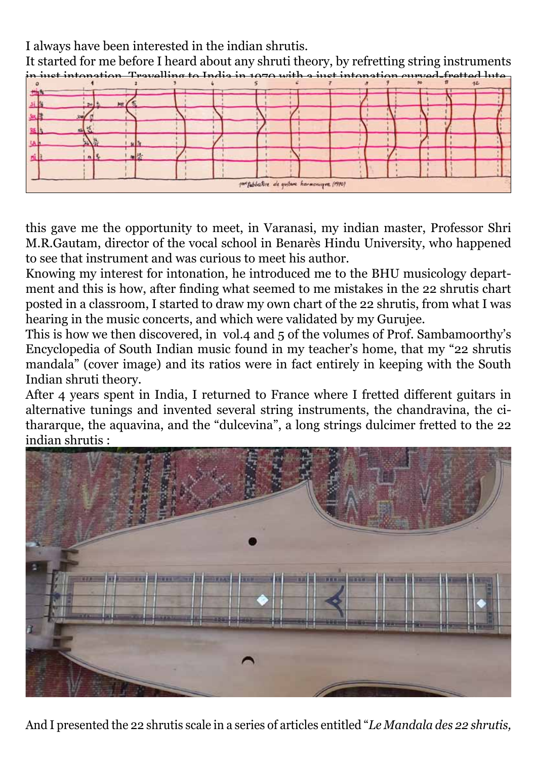I always have been interested in the indian shrutis.

It started for me before I heard about any shruti theory, by refretting string instruments in just intonation. Travelling to India in 1970 with a just intonation curved-fretted lute,

this gave me the opportunity to meet, in Varanasi, my indian master, Professor Shri M.R.Gautam, director of the vocal school in Benarès Hindu University, who happened to see that instrument and was curious to meet his author.

Knowing my interest for intonation, he introduced me to the BHU musicology department and this is how, after finding what seemed to me mistakes in the 22 shrutis chart posted in a classroom, I started to draw my own chart of the 22 shrutis, from what I was hearing in the music concerts, and which were validated by my Gurujee.

This is how we then discovered, in vol.4 and 5 of the volumes of Prof. Sambamoorthy's Encyclopedia of South Indian music found in my teacher's home, that my "22 shrutis mandala" (cover image) and its ratios were in fact entirely in keeping with the South Indian shruti theory.

After 4 years spent in India, I returned to France where I fretted different guitars in alternative tunings and invented several string instruments, the chandravina, the cithararque, the aquavina, and the "dulcevina", a long strings dulcimer fretted to the 22 indian shrutis :

And I presented the 22 shrutis scale in a series of articles entitled "*Le Mandala des 22 shrutis,*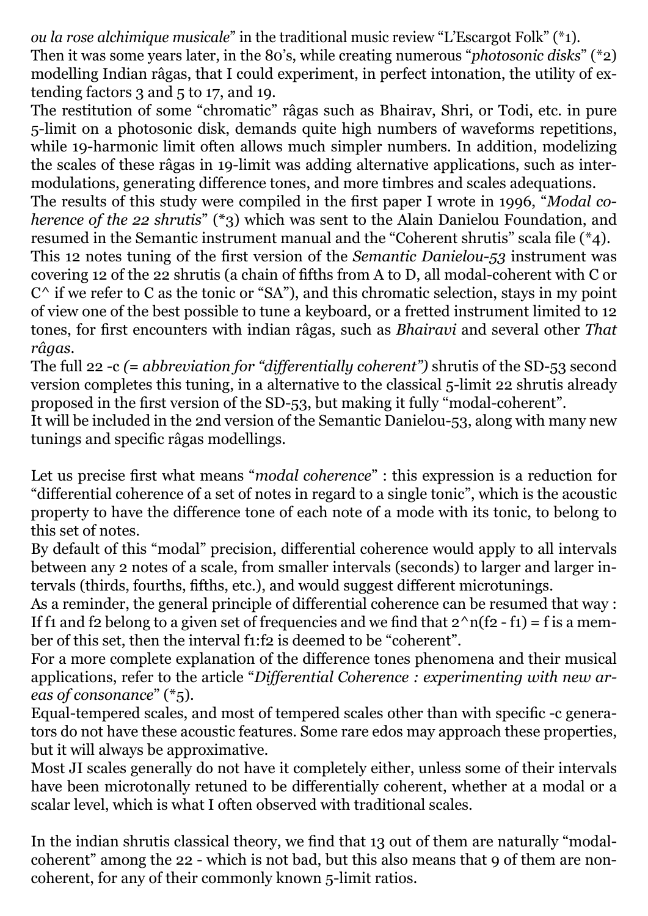*ou la rose alchimique musicale*" in the traditional music review "L'Escargot Folk" (*1).
Then it was some years later, in the 80's, while creating numerous "*photosonic disks*" (*2) modelling Indian râgas, that I could experiment, in perfect intonation, the utility of extending factors 3 and 5 to 17, and 19.
The restitution of some "chromatic" râgas such as Bhairav, Shri, or Todi, etc. in pure 5-limit on a photosonic disk, demands quite high numbers of waveforms repetitions, while 19-harmonic limit often allows much simpler numbers. In addition, modelizing the scales of these râgas in 19-limit was adding alternative applications, such as intermodulations, generating difference tones, and more timbres and scales adequations.
The results of this study were compiled in the first paper I wrote in 1996, "*Modal coherence of the 22 shrutis*" (*3) which was sent to the Alain Danielou Foundation, and resumed in the Semantic instrument manual and the "Coherent shrutis" scala file (*4).
This 12 notes tuning of the first version of the *Semantic Danielou-53* instrument was covering 12 of the 22 shrutis (a chain of fifths from A to D, all modal-coherent with C or C^ if we refer to C as the tonic or "SA"), and this chromatic selection, stays in my point of view one of the best possible to tune a keyboard, or a fretted instrument limited to 12 tones, for first encounters with indian râgas, such as *Bhairavi* and several other *That râgas*.
The full 22 -c *(= abbreviation for "differentially coherent")* shrutis of the SD-53 second version completes this tuning, in a alternative to the classical 5-limit 22 shrutis already proposed in the first version of the SD-53, but making it fully "modal-coherent".
It will be included in the 2nd version of the Semantic Danielou-53, along with many new tunings and specific râgas modellings.

Let us precise first what means "*modal coherence*" : this expression is a reduction for "differential coherence of a set of notes in regard to a single tonic", which is the acoustic property to have the difference tone of each note of a mode with its tonic, to belong to this set of notes.
By default of this "modal" precision, differential coherence would apply to all intervals between any 2 notes of a scale, from smaller intervals (seconds) to larger and larger intervals (thirds, fourths, fifths, etc.), and would suggest different microtunings.
As a reminder, the general principle of differential coherence can be resumed that way :
If f1 and f2 belong to a given set of frequencies and we find that $2^n(f2 - f1) = f$ is a member of this set, then the interval f1:f2 is deemed to be "coherent".
For a more complete explanation of the difference tones phenomena and their musical applications, refer to the article "*Differential Coherence : experimenting with new areas of consonance*" (*5).
Equal-tempered scales, and most of tempered scales other than with specific -c generators do not have these acoustic features. Some rare edos may approach these properties, but it will always be approximative.
Most JI scales generally do not have it completely either, unless some of their intervals have been microtonally retuned to be differentially coherent, whether at a modal or a scalar level, which is what I often observed with traditional scales.

In the indian shrutis classical theory, we find that 13 out of them are naturally "modal-coherent" among the 22 - which is not bad, but this also means that 9 of them are non-coherent, for any of their commonly known 5-limit ratios.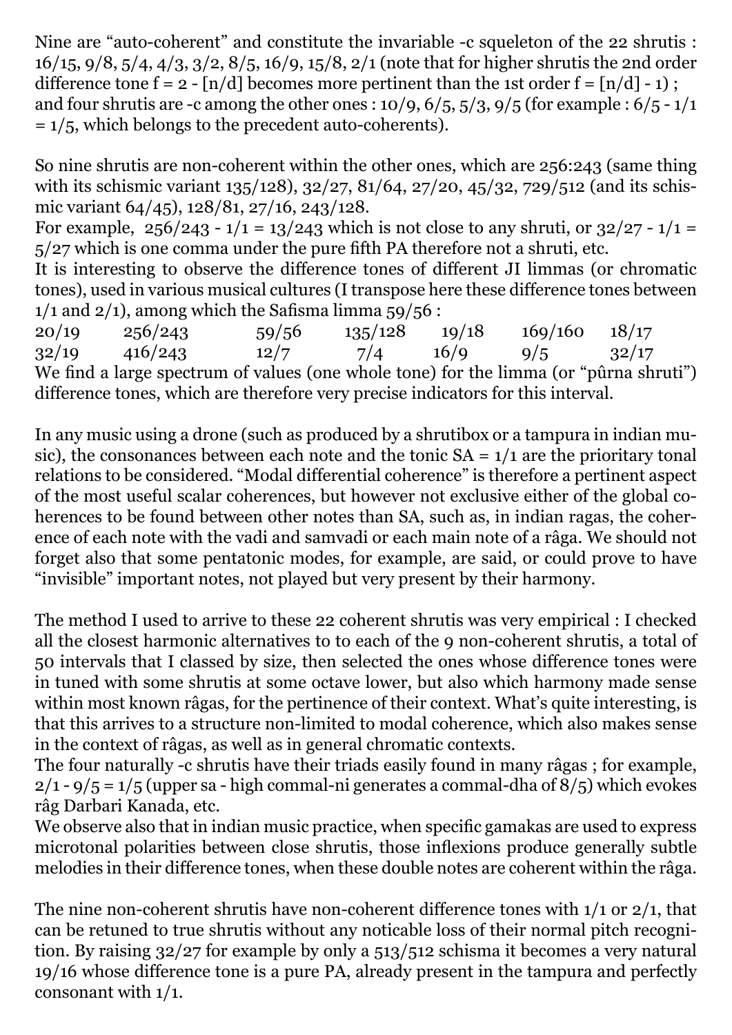Nine are "auto-coherent" and constitute the invariable -c squeleton of the 22 shrutis : 16/15, 9/8, 5/4, 4/3, 3/2, 8/5, 16/9, 15/8, 2/1 (note that for higher shrutis the 2nd order difference tone f = 2 - [n/d] becomes more pertinent than the 1st order f = [n/d] - 1) ; and four shrutis are -c among the other ones : 10/9, 6/5, 5/3, 9/5 (for example : 6/5 - 1/1 = 1/5, which belongs to the precedent auto-coherents).

So nine shrutis are non-coherent within the other ones, which are 256:243 (same thing with its schismic variant 135/128), 32/27, 81/64, 27/20, 45/32, 729/512 (and its schismic variant 64/45), 128/81, 27/16, 243/128.
For example, 256/243 - 1/1 = 13/243 which is not close to any shruti, or 32/27 - 1/1 = 5/27 which is one comma under the pure fifth PA therefore not a shruti, etc.
It is interesting to observe the difference tones of different JI limmas (or chromatic tones), used in various musical cultures (I transpose here these difference tones between 1/1 and 2/1), among which the Safisma limma 59/56 :

| 20/19 | 256/243 | 59/56 | 135/128 | 19/18 | 169/160 | 18/17 |
|---|---|---|---|---|---|---|
| 32/19 | 416/243 | 12/7 | 7/4 | 16/9 | 9/5 | 32/17 |

We find a large spectrum of values (one whole tone) for the limma (or "pûrna shruti") difference tones, which are therefore very precise indicators for this interval.

In any music using a drone (such as produced by a shrutibox or a tampura in indian music), the consonances between each note and the tonic SA = 1/1 are the prioritary tonal relations to be considered. "Modal differential coherence" is therefore a pertinent aspect of the most useful scalar coherences, but however not exclusive either of the global coherences to be found between other notes than SA, such as, in indian ragas, the coherence of each note with the vadi and samvadi or each main note of a râga. We should not forget also that some pentatonic modes, for example, are said, or could prove to have "invisible" important notes, not played but very present by their harmony.

The method I used to arrive to these 22 coherent shrutis was very empirical : I checked all the closest harmonic alternatives to to each of the 9 non-coherent shrutis, a total of 50 intervals that I classed by size, then selected the ones whose difference tones were in tuned with some shrutis at some octave lower, but also which harmony made sense within most known râgas, for the pertinence of their context. What's quite interesting, is that this arrives to a structure non-limited to modal coherence, which also makes sense in the context of râgas, as well as in general chromatic contexts.
The four naturally -c shrutis have their triads easily found in many râgas ; for example, 2/1 - 9/5 = 1/5 (upper sa - high commal-ni generates a commal-dha of 8/5) which evokes râg Darbari Kanada, etc.
We observe also that in indian music practice, when specific gamakas are used to express microtonal polarities between close shrutis, those inflexions produce generally subtle melodies in their difference tones, when these double notes are coherent within the râga.

The nine non-coherent shrutis have non-coherent difference tones with 1/1 or 2/1, that can be retuned to true shrutis without any noticable loss of their normal pitch recognition. By raising 32/27 for example by only a 513/512 schisma it becomes a very natural 19/16 whose difference tone is a pure PA, already present in the tampura and perfectly consonant with 1/1.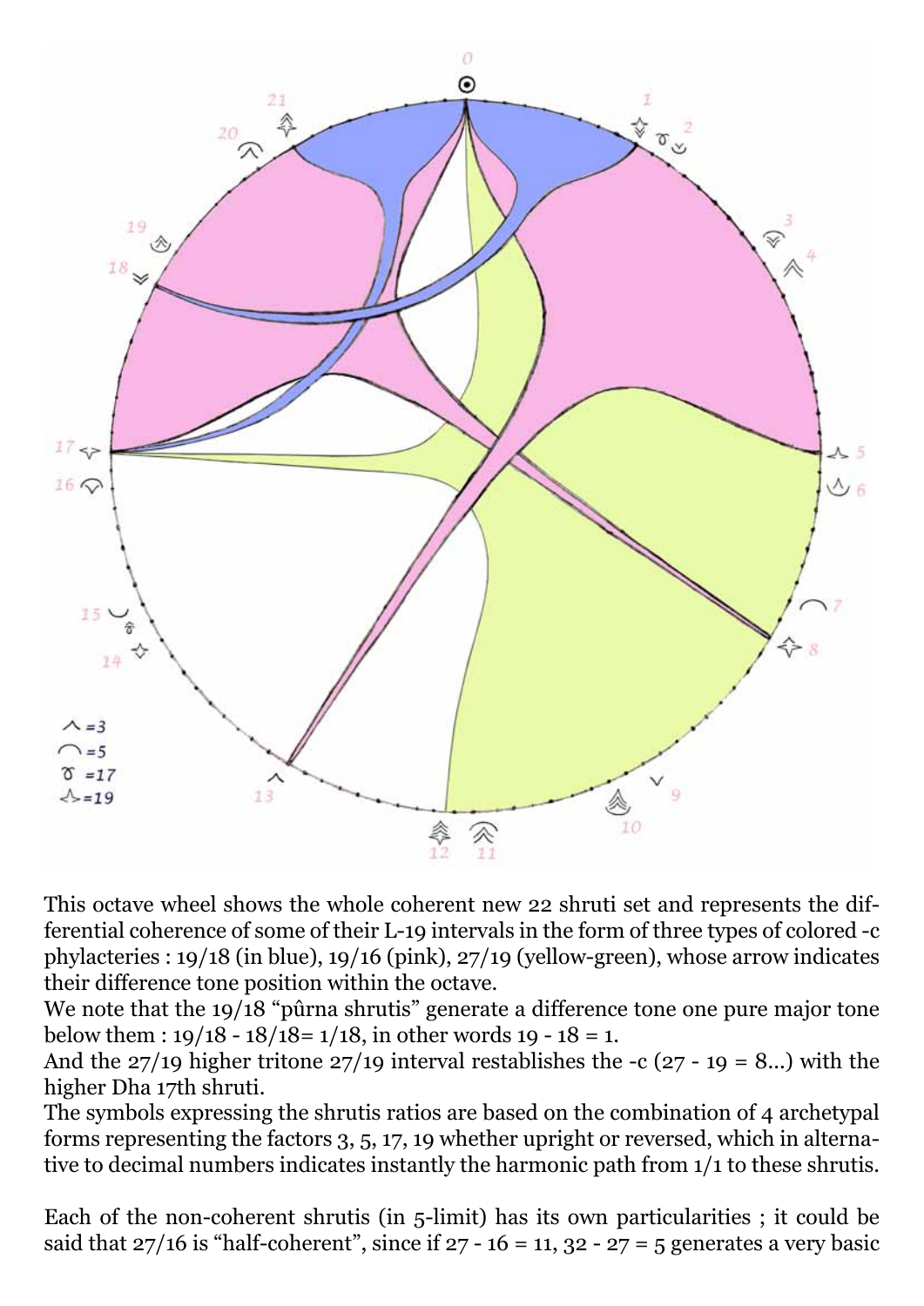This octave wheel shows the whole coherent new 22 shruti set and represents the differential coherence of some of their L-19 intervals in the form of three types of colored -c phylacteries : 19/18 (in blue), 19/16 (pink), 27/19 (yellow-green), whose arrow indicates their difference tone position within the octave.

We note that the 19/18 "pûrna shrutis" generate a difference tone one pure major tone below them : 19/18 - 18/18= 1/18, in other words 19 - 18 = 1.

And the 27/19 higher tritone 27/19 interval restablishes the -c (27 - 19 = 8...) with the higher Dha 17th shruti.

The symbols expressing the shrutis ratios are based on the combination of 4 archetypal forms representing the factors 3, 5, 17, 19 whether upright or reversed, which in alternative to decimal numbers indicates instantly the harmonic path from 1/1 to these shrutis.

Each of the non-coherent shrutis (in 5-limit) has its own particularities ; it could be said that 27/16 is "half-coherent", since if 27 - 16 = 11, 32 - 27 = 5 generates a very basic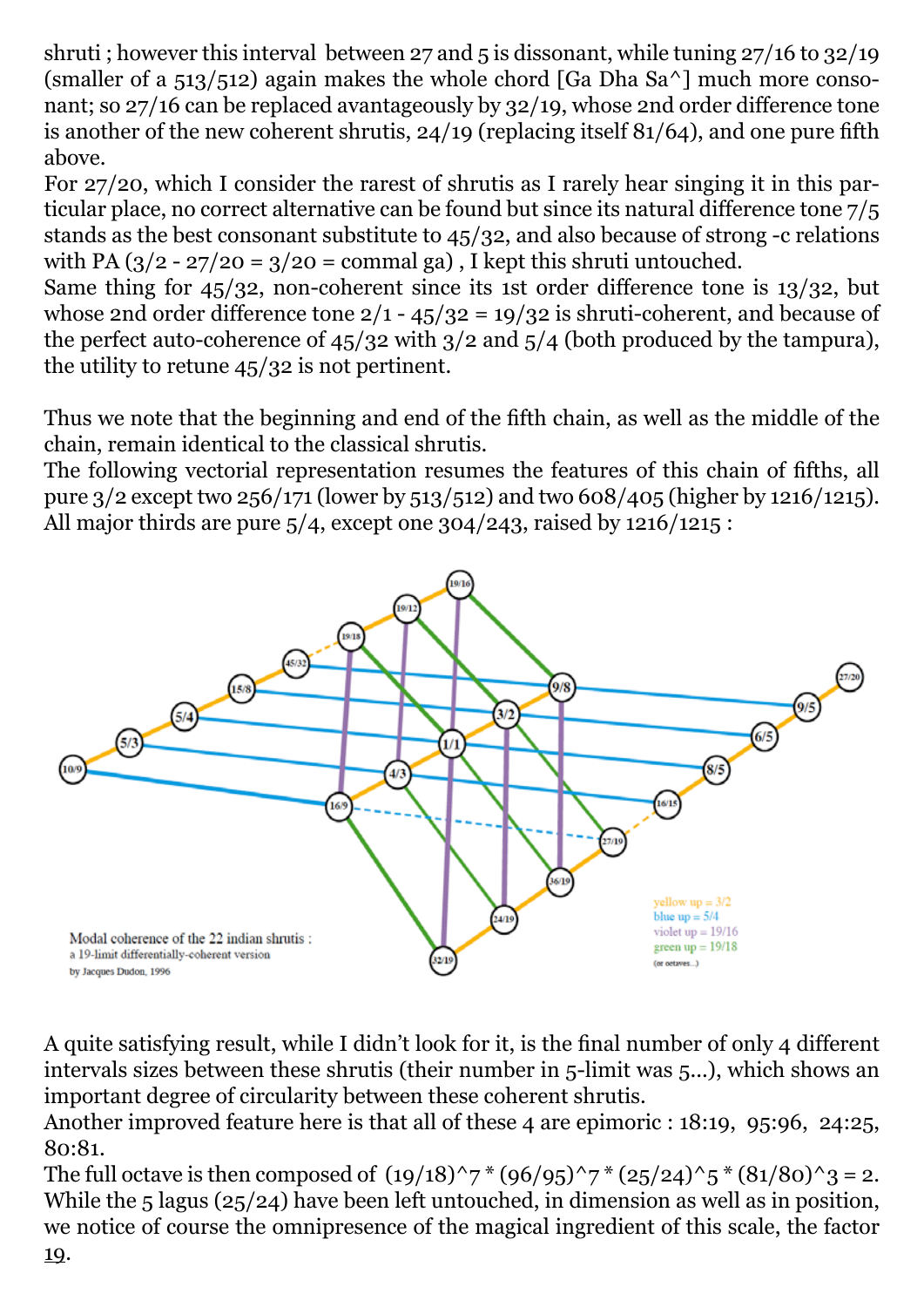shruti ; however this interval between 27 and 5 is dissonant, while tuning 27/16 to 32/19 (smaller of a 513/512) again makes the whole chord [Ga Dha Sa^] much more consonant; so 27/16 can be replaced avantageously by 32/19, whose 2nd order difference tone is another of the new coherent shrutis, 24/19 (replacing itself 81/64), and one pure fifth above.

For 27/20, which I consider the rarest of shrutis as I rarely hear singing it in this particular place, no correct alternative can be found but since its natural difference tone 7/5 stands as the best consonant substitute to 45/32, and also because of strong -c relations with PA (3/2 - 27/20 = 3/20 = commal ga) , I kept this shruti untouched.

Same thing for 45/32, non-coherent since its 1st order difference tone is 13/32, but whose 2nd order difference tone 2/1 - 45/32 = 19/32 is shruti-coherent, and because of the perfect auto-coherence of 45/32 with 3/2 and 5/4 (both produced by the tampura), the utility to retune 45/32 is not pertinent.

Thus we note that the beginning and end of the fifth chain, as well as the middle of the chain, remain identical to the classical shrutis.

The following vectorial representation resumes the features of this chain of fifths, all pure 3/2 except two 256/171 (lower by 513/512) and two 608/405 (higher by 1216/1215). All major thirds are pure 5/4, except one 304/243, raised by 1216/1215 :

Modal coherence of the 22 indian shrutis :
a 19-limit differentially-coherent version
by Jacques Dudon, 1996

yellow up = 3/2
blue up = 5/4
violet up = 19/16
green up = 19/18
(or octaves...)

A quite satisfying result, while I didn't look for it, is the final number of only 4 different intervals sizes between these shrutis (their number in 5-limit was 5...), which shows an important degree of circularity between these coherent shrutis.

Another improved feature here is that all of these 4 are epimoric : 18:19, 95:96, 24:25, 80:81.

The full octave is then composed of (19/18)^7 * (96/95)^7 * (25/24)^5 * (81/80)^3 = 2.

While the 5 lagus (25/24) have been left untouched, in dimension as well as in position, we notice of course the omnipresence of the magical ingredient of this scale, the factor 19.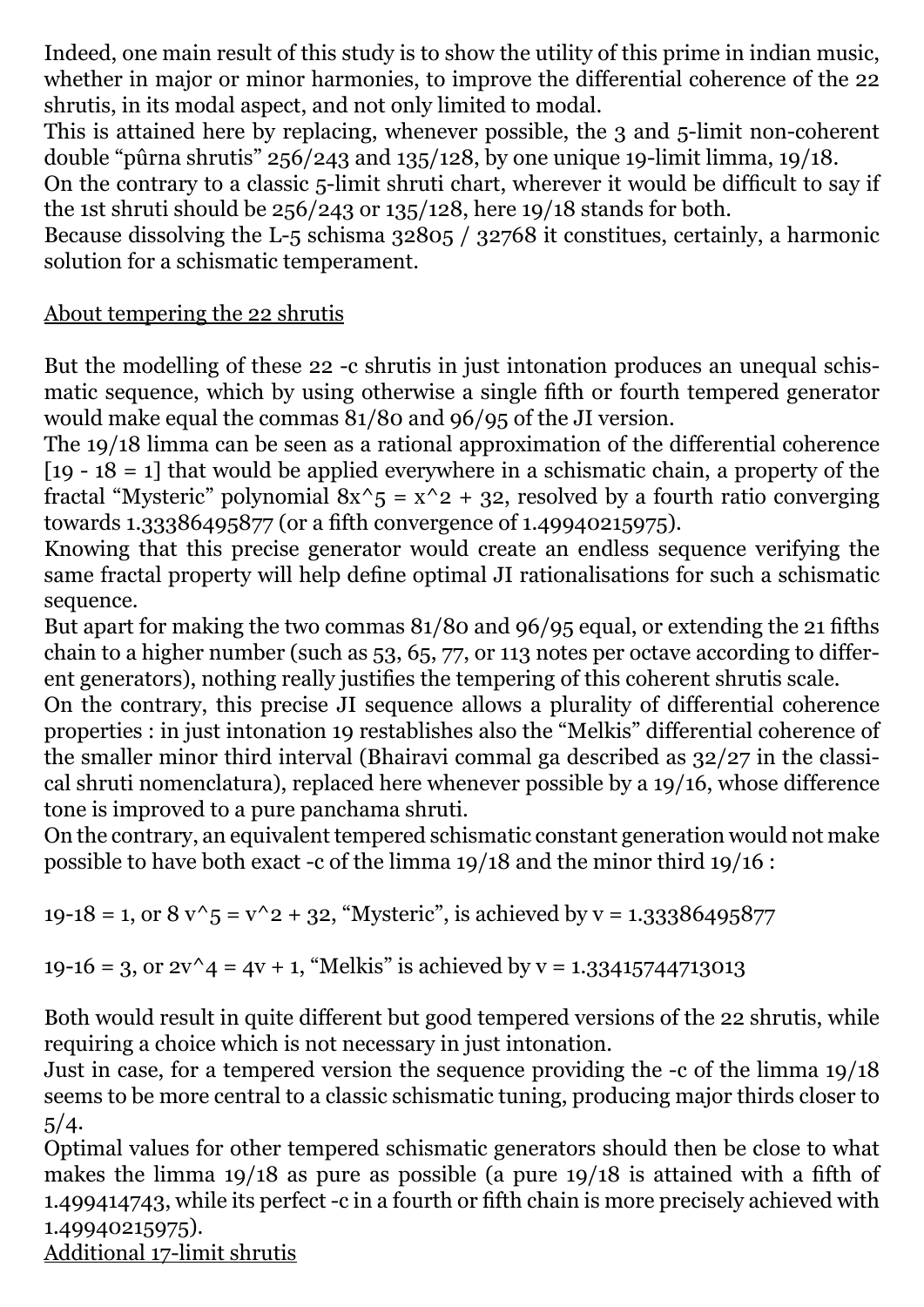Indeed, one main result of this study is to show the utility of this prime in indian music, whether in major or minor harmonies, to improve the differential coherence of the 22 shrutis, in its modal aspect, and not only limited to modal.

This is attained here by replacing, whenever possible, the 3 and 5-limit non-coherent double "pûrna shrutis" 256/243 and 135/128, by one unique 19-limit limma, 19/18.

On the contrary to a classic 5-limit shruti chart, wherever it would be difficult to say if the 1st shruti should be 256/243 or 135/128, here 19/18 stands for both.

Because dissolving the L-5 schisma 32805 / 32768 it constitues, certainly, a harmonic solution for a schismatic temperament.

## About tempering the 22 shrutis

But the modelling of these 22 -c shrutis in just intonation produces an unequal schismatic sequence, which by using otherwise a single fifth or fourth tempered generator would make equal the commas 81/80 and 96/95 of the JI version.

The 19/18 limma can be seen as a rational approximation of the differential coherence [19 - 18 = 1] that would be applied everywhere in a schismatic chain, a property of the fractal "Mysteric" polynomial $8x^5 = x^2 + 32$, resolved by a fourth ratio converging towards 1.33386495877 (or a fifth convergence of 1.49940215975).

Knowing that this precise generator would create an endless sequence verifying the same fractal property will help define optimal JI rationalisations for such a schismatic sequence.

But apart for making the two commas 81/80 and 96/95 equal, or extending the 21 fifths chain to a higher number (such as 53, 65, 77, or 113 notes per octave according to different generators), nothing really justifies the tempering of this coherent shrutis scale.

On the contrary, this precise JI sequence allows a plurality of differential coherence properties : in just intonation 19 restablishes also the "Melkis" differential coherence of the smaller minor third interval (Bhairavi commal ga described as 32/27 in the classical shruti nomenclatura), replaced here whenever possible by a 19/16, whose difference tone is improved to a pure panchama shruti.

On the contrary, an equivalent tempered schismatic constant generation would not make possible to have both exact -c of the limma 19/18 and the minor third 19/16 :

19-18 = 1, or $8v^5 = v^2 + 32$, "Mysteric", is achieved by v = 1.33386495877

19-16 = 3, or $2v^4 = 4v + 1$, "Melkis" is achieved by v = 1.33415744713013

Both would result in quite different but good tempered versions of the 22 shrutis, while requiring a choice which is not necessary in just intonation.

Just in case, for a tempered version the sequence providing the -c of the limma 19/18 seems to be more central to a classic schismatic tuning, producing major thirds closer to 5/4.

Optimal values for other tempered schismatic generators should then be close to what makes the limma 19/18 as pure as possible (a pure 19/18 is attained with a fifth of 1.499414743, while its perfect -c in a fourth or fifth chain is more precisely achieved with 1.49940215975).

## Additional 17-limit shrutis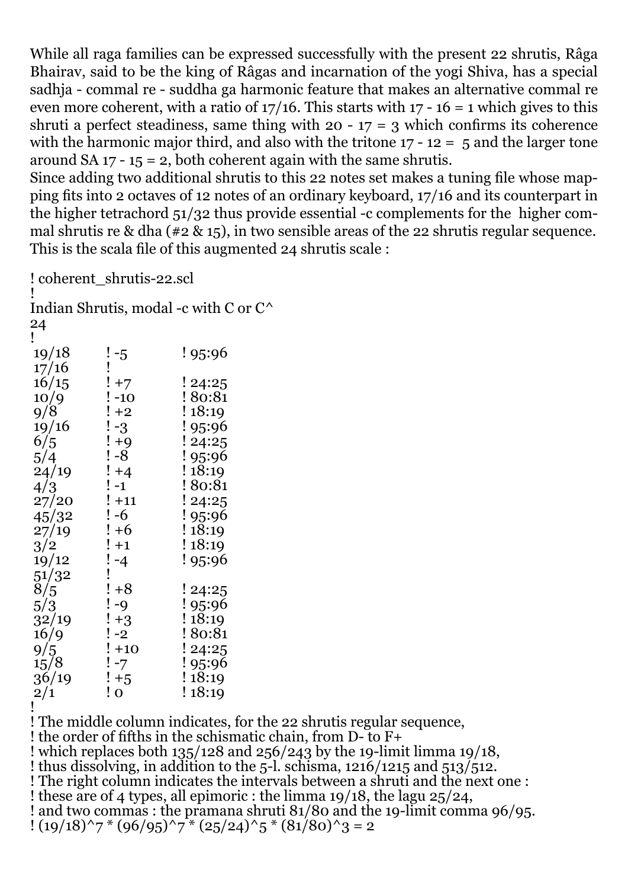While all raga families can be expressed successfully with the present 22 shrutis, Râga Bhairav, said to be the king of Râgas and incarnation of the yogi Shiva, has a special sadhja - commal re - suddha ga harmonic feature that makes an alternative commal re even more coherent, with a ratio of 17/16. This starts with 17 - 16 = 1 which gives to this shruti a perfect steadiness, same thing with 20 - 17 = 3 which confirms its coherence with the harmonic major third, and also with the tritone 17 - 12 = 5 and the larger tone around SA 17 - 15 = 2, both coherent again with the same shrutis.

Since adding two additional shrutis to this 22 notes set makes a tuning file whose mapping fits into 2 octaves of 12 notes of an ordinary keyboard, 17/16 and its counterpart in the higher tetrachord 51/32 thus provide essential -c complements for the higher commal shrutis re & dha (#2 & 15), in two sensible areas of the 22 shrutis regular sequence. This is the scala file of this augmented 24 shrutis scale :

```
! coherent_shrutis-22.scl
!
Indian Shrutis, modal -c with C or C^
24
!
 19/18      ! -5       ! 95:96
 17/16      !
 16/15      ! +7       ! 24:25
 10/9       ! -10      ! 80:81
 9/8        ! +2       ! 18:19
 19/16      ! -3       ! 95:96
 6/5        ! +9       ! 24:25
 5/4        ! -8       ! 95:96
 24/19      ! +4       ! 18:19
 4/3        ! -1       ! 80:81
 27/20      ! +11      ! 24:25
 45/32      ! -6       ! 95:96
 27/19      ! +6       ! 18:19
 3/2        ! +1       ! 18:19
 19/12      ! -4       ! 95:96
 51/32      !
 8/5        ! +8       ! 24:25
 5/3        ! -9       ! 95:96
 32/19      ! +3       ! 18:19
 16/9       ! -2       ! 80:81
 9/5        ! +10      ! 24:25
 15/8       ! -7       ! 95:96
 36/19      ! +5       ! 18:19
 2/1        ! 0        ! 18:19
!
! The middle column indicates, for the 22 shrutis regular sequence,
! the order of fifths in the schismatic chain, from D- to F+
! which replaces both 135/128 and 256/243 by the 19-limit limma 19/18,
! thus dissolving, in addition to the 5-l. schisma, 1216/1215 and 513/512.
! The right column indicates the intervals between a shruti and the next one :
! these are of 4 types, all epimoric : the limma 19/18, the lagu 25/24,
! and two commas : the pramana shruti 81/80 and the 19-limit comma 96/95.
! (19/18)^7 * (96/95)^7 * (25/24)^5 * (81/80)^3 = 2
```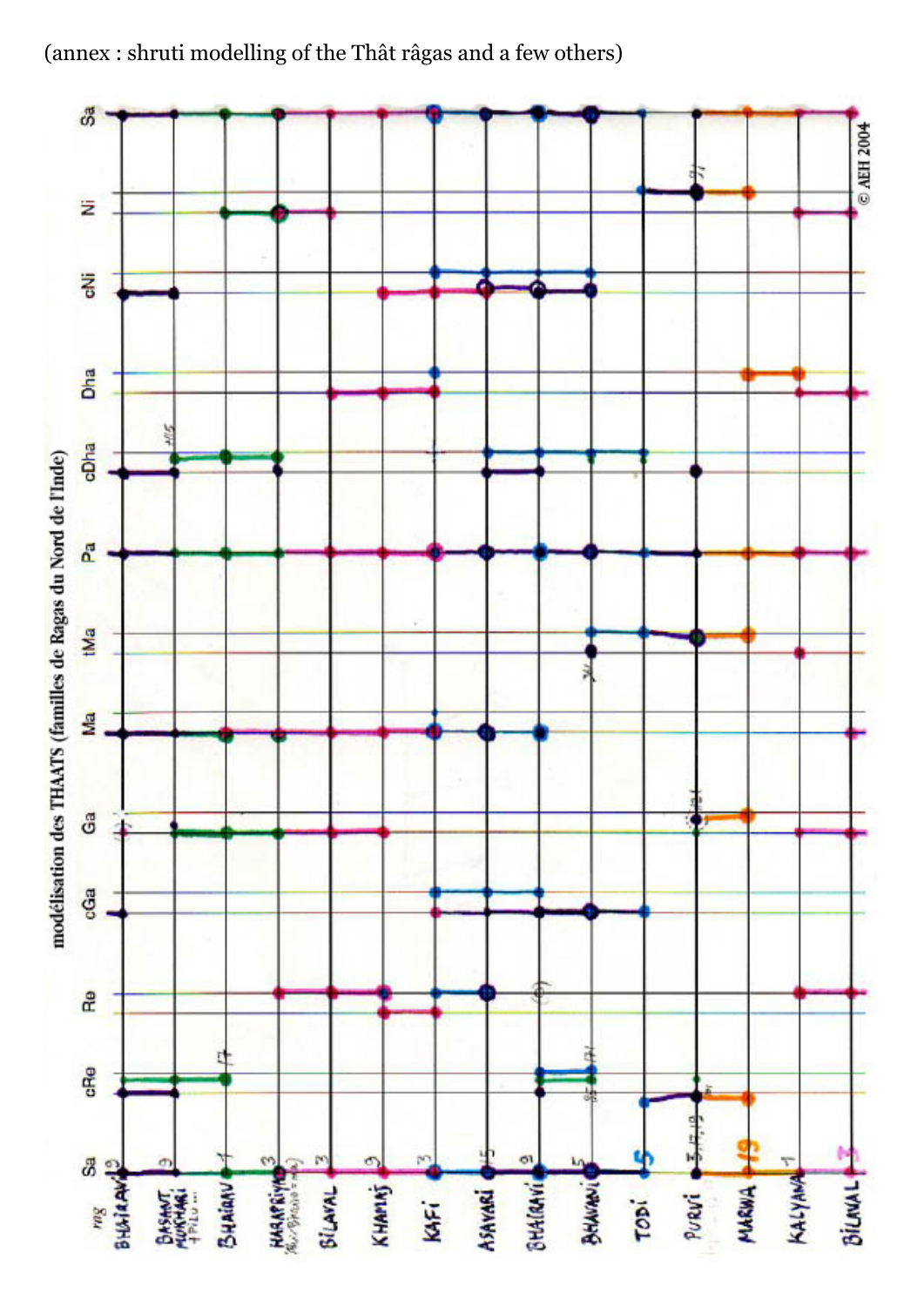(annex : shruti modelling of the Thât râgas and a few others)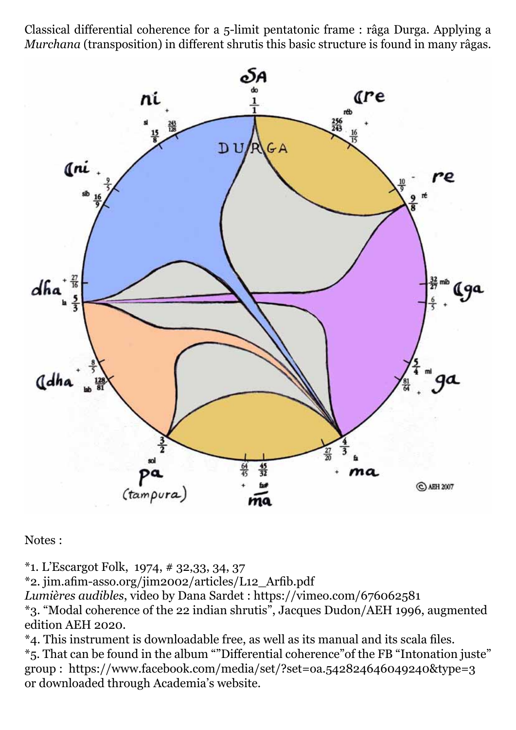Classical differential coherence for a 5-limit pentatonic frame : râga Durga. Applying a *Murchana* (transposition) in different shrutis this basic structure is found in many râgas.

SA
do
1/1
DURGA
ni
si
243/128
15/8
re
réb
256/243
16/15
ni
9/5
sib
16/9
re
10/9
9/8
ré
dha
27/16
la
5/3
ga
32/27
mib
6/5
dha
8/5
lab
128/81
ga
5/4
mi
81/64
3/2
sol
pa
(tampura)
64/45
45/32
fa#
ma
27/20
4/3
fa
ma
© AEH 2007

Notes :

*1. L'Escargot Folk, 1974, # 32,33, 34, 37
*2. jim.afim-asso.org/jim2002/articles/L12_Arfib.pdf
*Lumières audibles*, video by Dana Sardet : https://vimeo.com/676062581
*3. "Modal coherence of the 22 indian shrutis", Jacques Dudon/AEH 1996, augmented edition AEH 2020.
*4. This instrument is downloadable free, as well as its manual and its scala files.
*5. That can be found in the album ""Differential coherence"of the FB "Intonation juste" group : https://www.facebook.com/media/set/?set=oa.542824646049240&type=3 or downloaded through Academia's website.